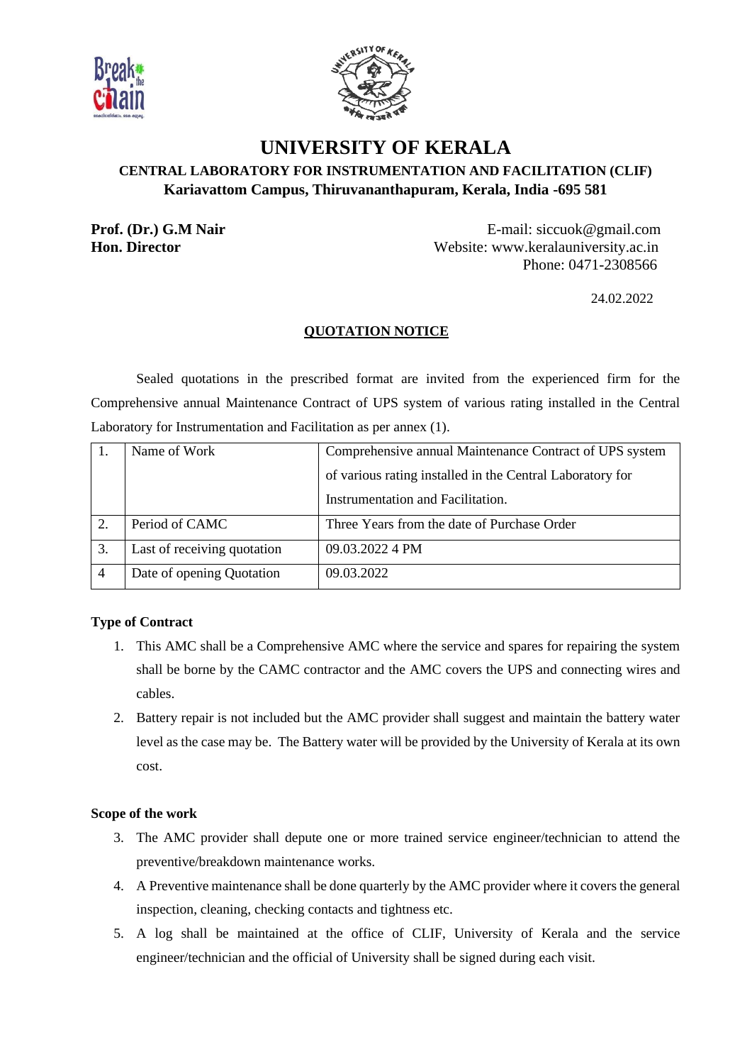# UNIVERSITY OF KERALA

**CENTRAL LABORATORY FOR INSTRUMENTATION AND FACILITATION (CLIF)**
**Kariavattom Campus, Thiruvananthapuram, Kerala, India -695 581**

**Prof. (Dr.) G.M Nair**
**Hon. Director**

E-mail: siccuok@gmail.com
Website: www.keralauniversity.ac.in
Phone: 0471-2308566

24.02.2022

## QUOTATION NOTICE

Sealed quotations in the prescribed format are invited from the experienced firm for the Comprehensive annual Maintenance Contract of UPS system of various rating installed in the Central Laboratory for Instrumentation and Facilitation as per annex (1).

| 1. | Name of Work | Comprehensive annual Maintenance Contract of UPS system of various rating installed in the Central Laboratory for Instrumentation and Facilitation. |
|---|---|---|
| 2. | Period of CAMC | Three Years from the date of Purchase Order |
| 3. | Last of receiving quotation | 09.03.2022 4 PM |
| 4 | Date of opening Quotation | 09.03.2022 |

**Type of Contract**

1. This AMC shall be a Comprehensive AMC where the service and spares for repairing the system shall be borne by the CAMC contractor and the AMC covers the UPS and connecting wires and cables.
2. Battery repair is not included but the AMC provider shall suggest and maintain the battery water level as the case may be. The Battery water will be provided by the University of Kerala at its own cost.

**Scope of the work**

3. The AMC provider shall depute one or more trained service engineer/technician to attend the preventive/breakdown maintenance works.
4. A Preventive maintenance shall be done quarterly by the AMC provider where it covers the general inspection, cleaning, checking contacts and tightness etc.
5. A log shall be maintained at the office of CLIF, University of Kerala and the service engineer/technician and the official of University shall be signed during each visit.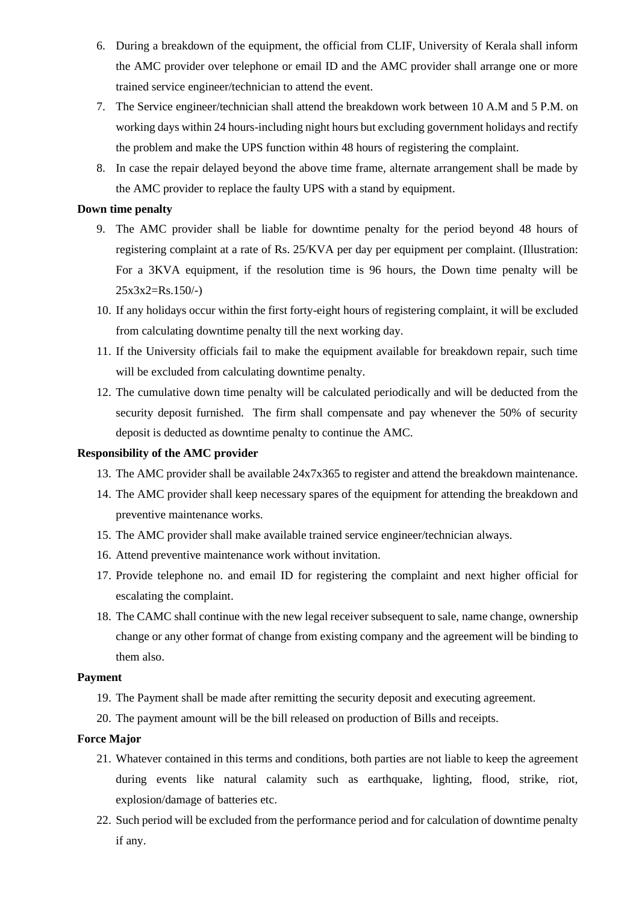6. During a breakdown of the equipment, the official from CLIF, University of Kerala shall inform the AMC provider over telephone or email ID and the AMC provider shall arrange one or more trained service engineer/technician to attend the event.
7. The Service engineer/technician shall attend the breakdown work between 10 A.M and 5 P.M. on working days within 24 hours-including night hours but excluding government holidays and rectify the problem and make the UPS function within 48 hours of registering the complaint.
8. In case the repair delayed beyond the above time frame, alternate arrangement shall be made by the AMC provider to replace the faulty UPS with a stand by equipment.

**Down time penalty**

9. The AMC provider shall be liable for downtime penalty for the period beyond 48 hours of registering complaint at a rate of Rs. 25/KVA per day per equipment per complaint. (Illustration: For a 3KVA equipment, if the resolution time is 96 hours, the Down time penalty will be 25x3x2=Rs.150/-)
10. If any holidays occur within the first forty-eight hours of registering complaint, it will be excluded from calculating downtime penalty till the next working day.
11. If the University officials fail to make the equipment available for breakdown repair, such time will be excluded from calculating downtime penalty.
12. The cumulative down time penalty will be calculated periodically and will be deducted from the security deposit furnished. The firm shall compensate and pay whenever the 50% of security deposit is deducted as downtime penalty to continue the AMC.

**Responsibility of the AMC provider**

13. The AMC provider shall be available 24x7x365 to register and attend the breakdown maintenance.
14. The AMC provider shall keep necessary spares of the equipment for attending the breakdown and preventive maintenance works.
15. The AMC provider shall make available trained service engineer/technician always.
16. Attend preventive maintenance work without invitation.
17. Provide telephone no. and email ID for registering the complaint and next higher official for escalating the complaint.
18. The CAMC shall continue with the new legal receiver subsequent to sale, name change, ownership change or any other format of change from existing company and the agreement will be binding to them also.

**Payment**

19. The Payment shall be made after remitting the security deposit and executing agreement.
20. The payment amount will be the bill released on production of Bills and receipts.

**Force Major**

21. Whatever contained in this terms and conditions, both parties are not liable to keep the agreement during events like natural calamity such as earthquake, lighting, flood, strike, riot, explosion/damage of batteries etc.
22. Such period will be excluded from the performance period and for calculation of downtime penalty if any.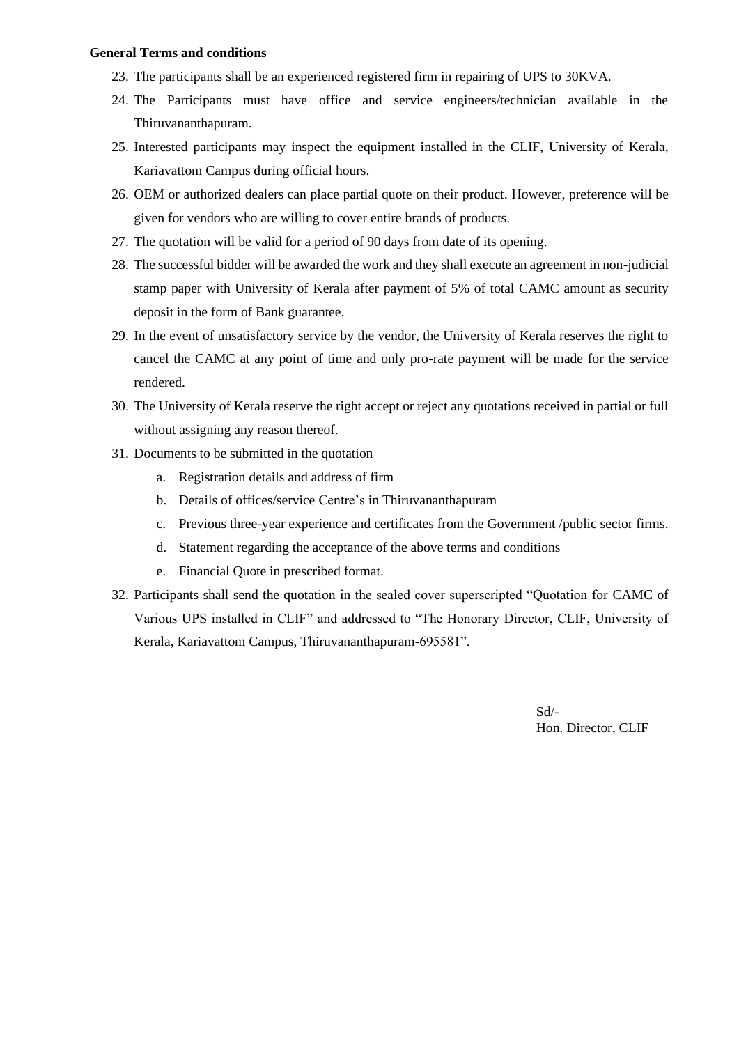**General Terms and conditions**

23. The participants shall be an experienced registered firm in repairing of UPS to 30KVA.
24. The Participants must have office and service engineers/technician available in the Thiruvananthapuram.
25. Interested participants may inspect the equipment installed in the CLIF, University of Kerala, Kariavattom Campus during official hours.
26. OEM or authorized dealers can place partial quote on their product. However, preference will be given for vendors who are willing to cover entire brands of products.
27. The quotation will be valid for a period of 90 days from date of its opening.
28. The successful bidder will be awarded the work and they shall execute an agreement in non-judicial stamp paper with University of Kerala after payment of 5% of total CAMC amount as security deposit in the form of Bank guarantee.
29. In the event of unsatisfactory service by the vendor, the University of Kerala reserves the right to cancel the CAMC at any point of time and only pro-rate payment will be made for the service rendered.
30. The University of Kerala reserve the right accept or reject any quotations received in partial or full without assigning any reason thereof.
31. Documents to be submitted in the quotation
    a. Registration details and address of firm
    b. Details of offices/service Centre's in Thiruvananthapuram
    c. Previous three-year experience and certificates from the Government /public sector firms.
    d. Statement regarding the acceptance of the above terms and conditions
    e. Financial Quote in prescribed format.
32. Participants shall send the quotation in the sealed cover superscripted "Quotation for CAMC of Various UPS installed in CLIF" and addressed to "The Honorary Director, CLIF, University of Kerala, Kariavattom Campus, Thiruvananthapuram-695581".

Sd/-
Hon. Director, CLIF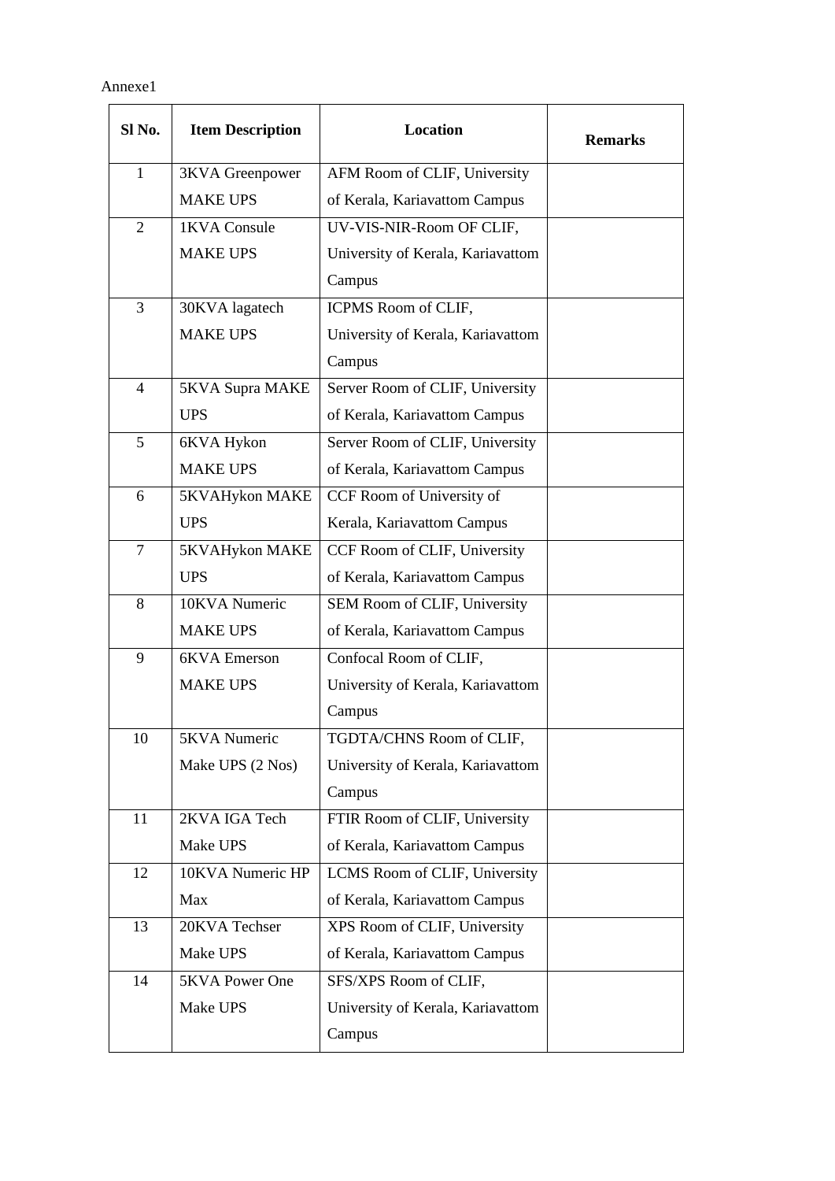Annexe1

| Sl No. | Item Description | Location | Remarks |
|---|---|---|---|
| 1 | 3KVA Greenpower MAKE UPS | AFM Room of CLIF, University of Kerala, Kariavattom Campus | |
| 2 | 1KVA Consule MAKE UPS | UV-VIS-NIR-Room OF CLIF, University of Kerala, Kariavattom Campus | |
| 3 | 30KVA lagatech MAKE UPS | ICPMS Room of CLIF, University of Kerala, Kariavattom Campus | |
| 4 | 5KVA Supra MAKE UPS | Server Room of CLIF, University of Kerala, Kariavattom Campus | |
| 5 | 6KVA Hykon MAKE UPS | Server Room of CLIF, University of Kerala, Kariavattom Campus | |
| 6 | 5KVAHykon MAKE UPS | CCF Room of University of Kerala, Kariavattom Campus | |
| 7 | 5KVAHykon MAKE UPS | CCF Room of CLIF, University of Kerala, Kariavattom Campus | |
| 8 | 10KVA Numeric MAKE UPS | SEM Room of CLIF, University of Kerala, Kariavattom Campus | |
| 9 | 6KVA Emerson MAKE UPS | Confocal Room of CLIF, University of Kerala, Kariavattom Campus | |
| 10 | 5KVA Numeric Make UPS (2 Nos) | TGDTA/CHNS Room of CLIF, University of Kerala, Kariavattom Campus | |
| 11 | 2KVA IGA Tech Make UPS | FTIR Room of CLIF, University of Kerala, Kariavattom Campus | |
| 12 | 10KVA Numeric HP Max | LCMS Room of CLIF, University of Kerala, Kariavattom Campus | |
| 13 | 20KVA Techser Make UPS | XPS Room of CLIF, University of Kerala, Kariavattom Campus | |
| 14 | 5KVA Power One Make UPS | SFS/XPS Room of CLIF, University of Kerala, Kariavattom Campus | |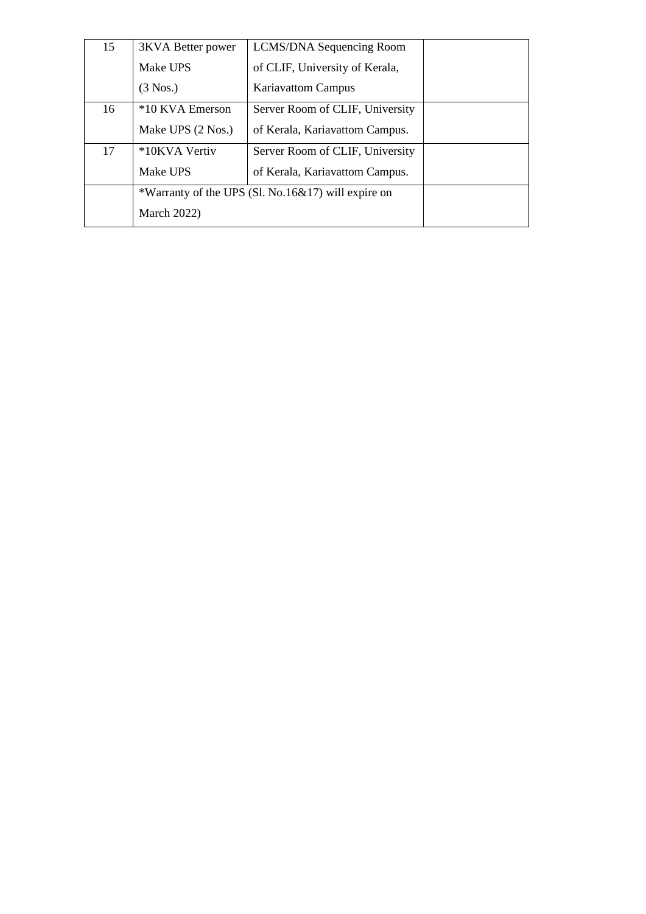| | | | |
|---|---|---|---|
| 15 | 3KVA Better power Make UPS (3 Nos.) | LCMS/DNA Sequencing Room of CLIF, University of Kerala, Kariavattom Campus | |
| 16 | *10 KVA Emerson Make UPS (2 Nos.) | Server Room of CLIF, University of Kerala, Kariavattom Campus. | |
| 17 | *10KVA Vertiv Make UPS | Server Room of CLIF, University of Kerala, Kariavattom Campus. | |
| | *Warranty of the UPS (Sl. No.16&17) will expire on March 2022) | | |